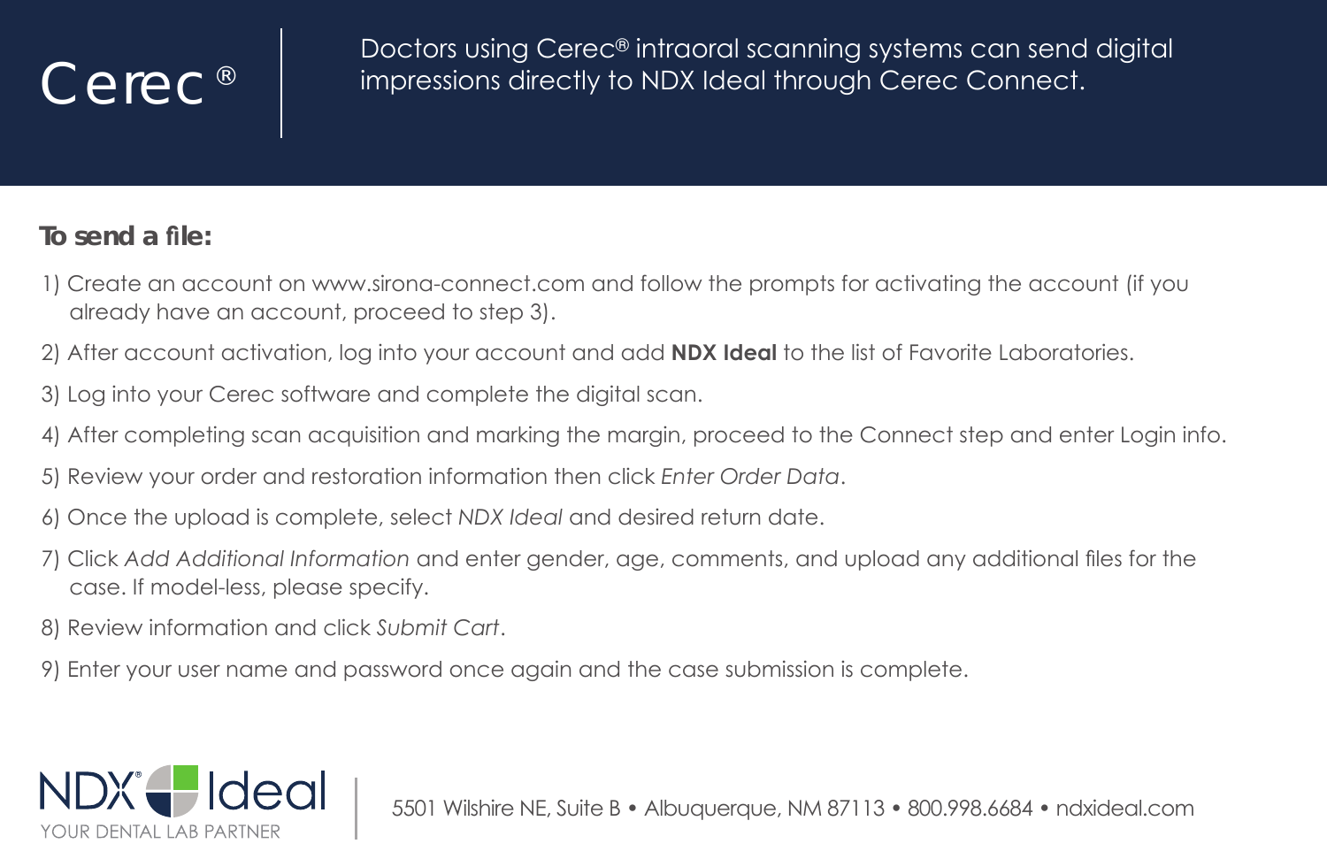# Cerec®

Doctors using Cerec® intraoral scanning systems can send digital impressions directly to NDX Ideal through Cerec Connect.

**To send a file:**

1) Create an account on www.sirona-connect.com and follow the prompts for activating the account (if you already have an account, proceed to step 3).
2) After account activation, log into your account and add **NDX Ideal** to the list of Favorite Laboratories.
3) Log into your Cerec software and complete the digital scan.
4) After completing scan acquisition and marking the margin, proceed to the Connect step and enter Login info.
5) Review your order and restoration information then click *Enter Order Data*.
6) Once the upload is complete, select *NDX Ideal* and desired return date.
7) Click *Add Additional Information* and enter gender, age, comments, and upload any additional files for the case. If model-less, please specify.
8) Review information and click *Submit Cart*.
9) Enter your user name and password once again and the case submission is complete.

NDX® Ideal
YOUR DENTAL LAB PARTNER

5501 Wilshire NE, Suite B • Albuquerque, NM 87113 • 800.998.6684 • ndxideal.com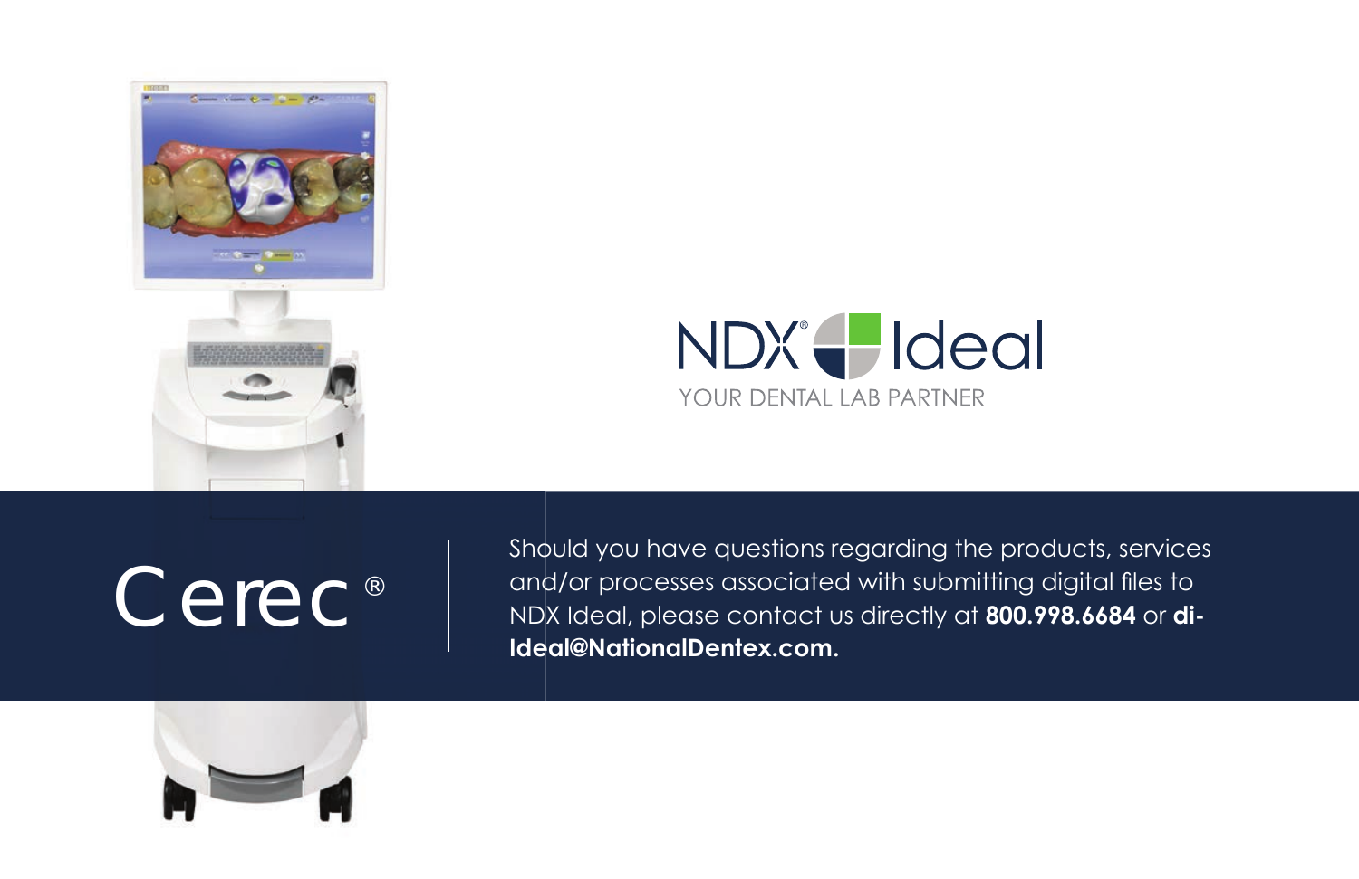NDX® Ideal

YOUR DENTAL LAB PARTNER

# Cerec®

Should you have questions regarding the products, services and/or processes associated with submitting digital files to NDX Ideal, please contact us directly at **800.998.6684** or **di-Ideal@NationalDentex.com.**